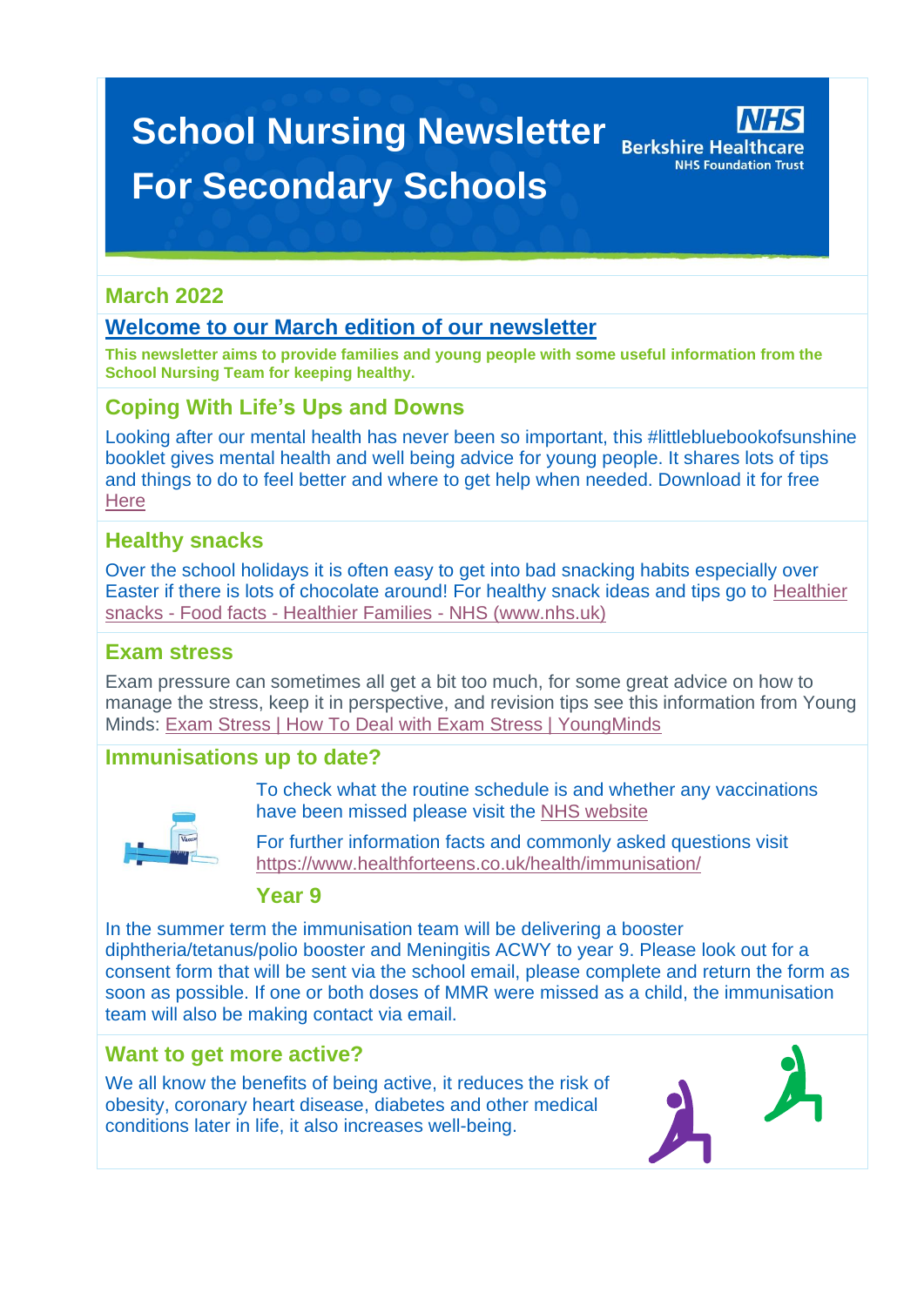# School Nursing Newsletter For Secondary Schools

Berkshire Healthcare NHS Foundation Trust

## March 2022

## Welcome to our March edition of our newsletter

**This newsletter aims to provide families and young people with some useful information from the School Nursing Team for keeping healthy.**

## Coping With Life's Ups and Downs

Looking after our mental health has never been so important, this #littlebluebookofsunshine booklet gives mental health and well being advice for young people. It shares lots of tips and things to do to feel better and where to get help when needed. Download it for free Here

## Healthy snacks

Over the school holidays it is often easy to get into bad snacking habits especially over Easter if there is lots of chocolate around! For healthy snack ideas and tips go to Healthier snacks - Food facts - Healthier Families - NHS (www.nhs.uk)

## Exam stress

Exam pressure can sometimes all get a bit too much, for some great advice on how to manage the stress, keep it in perspective, and revision tips see this information from Young Minds: Exam Stress | How To Deal with Exam Stress | YoungMinds

## Immunisations up to date?

To check what the routine schedule is and whether any vaccinations have been missed please visit the NHS website

For further information facts and commonly asked questions visit https://www.healthforteens.co.uk/health/immunisation/

### Year 9

In the summer term the immunisation team will be delivering a booster diphtheria/tetanus/polio booster and Meningitis ACWY to year 9. Please look out for a consent form that will be sent via the school email, please complete and return the form as soon as possible. If one or both doses of MMR were missed as a child, the immunisation team will also be making contact via email.

## Want to get more active?

We all know the benefits of being active, it reduces the risk of obesity, coronary heart disease, diabetes and other medical conditions later in life, it also increases well-being.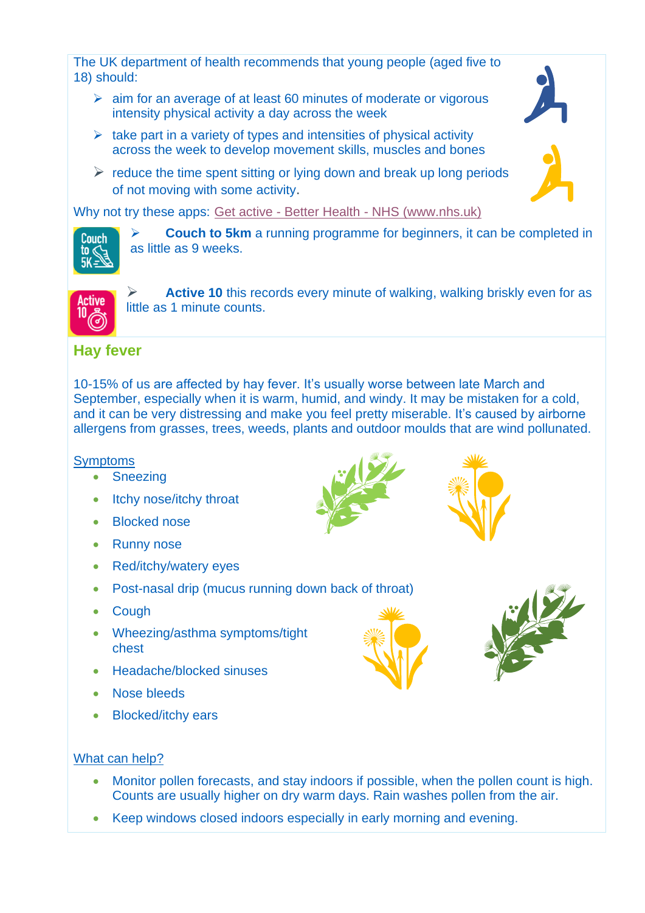The UK department of health recommends that young people (aged five to 18) should:

- aim for an average of at least 60 minutes of moderate or vigorous intensity physical activity a day across the week
- take part in a variety of types and intensities of physical activity across the week to develop movement skills, muscles and bones
- reduce the time spent sitting or lying down and break up long periods of not moving with some activity.

Why not try these apps: [Get active - Better Health - NHS (www.nhs.uk)](www.nhs.uk)

- **Couch to 5km** a running programme for beginners, it can be completed in as little as 9 weeks.
- **Active 10** this records every minute of walking, walking briskly even for as little as 1 minute counts.

## Hay fever

10-15% of us are affected by hay fever. It's usually worse between late March and September, especially when it is warm, humid, and windy. It may be mistaken for a cold, and it can be very distressing and make you feel pretty miserable. It's caused by airborne allergens from grasses, trees, weeds, plants and outdoor moulds that are wind pollinated.

Symptoms

- Sneezing
- Itchy nose/itchy throat
- Blocked nose
- Runny nose
- Red/itchy/watery eyes
- Post-nasal drip (mucus running down back of throat)
- Cough
- Wheezing/asthma symptoms/tight chest
- Headache/blocked sinuses
- Nose bleeds
- Blocked/itchy ears

What can help?

- Monitor pollen forecasts, and stay indoors if possible, when the pollen count is high. Counts are usually higher on dry warm days. Rain washes pollen from the air.
- Keep windows closed indoors especially in early morning and evening.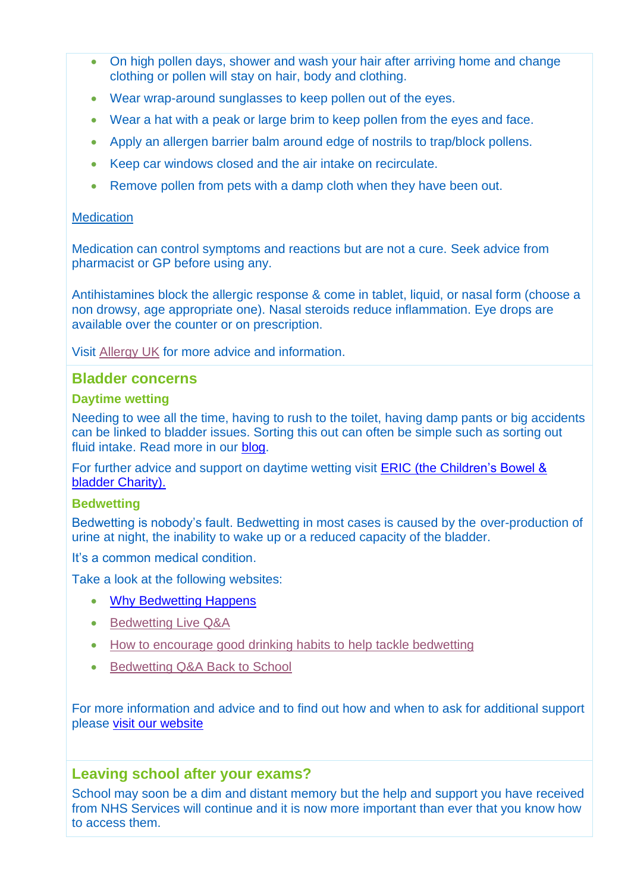- On high pollen days, shower and wash your hair after arriving home and change clothing or pollen will stay on hair, body and clothing.
- Wear wrap-around sunglasses to keep pollen out of the eyes.
- Wear a hat with a peak or large brim to keep pollen from the eyes and face.
- Apply an allergen barrier balm around edge of nostrils to trap/block pollens.
- Keep car windows closed and the air intake on recirculate.
- Remove pollen from pets with a damp cloth when they have been out.

Medication

Medication can control symptoms and reactions but are not a cure. Seek advice from pharmacist or GP before using any.

Antihistamines block the allergic response & come in tablet, liquid, or nasal form (choose a non drowsy, age appropriate one). Nasal steroids reduce inflammation. Eye drops are available over the counter or on prescription.

Visit Allergy UK for more advice and information.

## Bladder concerns

### Daytime wetting

Needing to wee all the time, having to rush to the toilet, having damp pants or big accidents can be linked to bladder issues. Sorting this out can often be simple such as sorting out fluid intake. Read more in our blog.

For further advice and support on daytime wetting visit ERIC (the Children's Bowel & bladder Charity).

### Bedwetting

Bedwetting is nobody's fault. Bedwetting in most cases is caused by the over-production of urine at night, the inability to wake up or a reduced capacity of the bladder.

It's a common medical condition.

Take a look at the following websites:

- Why Bedwetting Happens
- Bedwetting Live Q&A
- How to encourage good drinking habits to help tackle bedwetting
- Bedwetting Q&A Back to School

For more information and advice and to find out how and when to ask for additional support please visit our website

## Leaving school after your exams?

School may soon be a dim and distant memory but the help and support you have received from NHS Services will continue and it is now more important than ever that you know how to access them.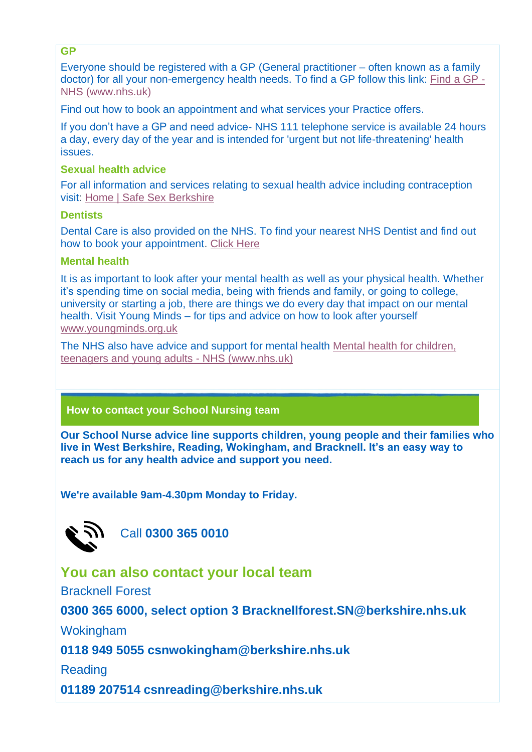### GP

Everyone should be registered with a GP (General practitioner – often known as a family doctor) for all your non-emergency health needs. To find a GP follow this link: Find a GP - NHS (www.nhs.uk)

Find out how to book an appointment and what services your Practice offers.

If you don't have a GP and need advice- NHS 111 telephone service is available 24 hours a day, every day of the year and is intended for 'urgent but not life-threatening' health issues.

### Sexual health advice

For all information and services relating to sexual health advice including contraception visit: Home | Safe Sex Berkshire

### Dentists

Dental Care is also provided on the NHS. To find your nearest NHS Dentist and find out how to book your appointment. Click Here

### Mental health

It is as important to look after your mental health as well as your physical health. Whether it's spending time on social media, being with friends and family, or going to college, university or starting a job, there are things we do every day that impact on our mental health. Visit Young Minds – for tips and advice on how to look after yourself www.youngminds.org.uk

The NHS also have advice and support for mental health Mental health for children, teenagers and young adults - NHS (www.nhs.uk)

## How to contact your School Nursing team

**Our School Nurse advice line supports children, young people and their families who live in West Berkshire, Reading, Wokingham, and Bracknell. It's an easy way to reach us for any health advice and support you need.**

**We're available 9am-4.30pm Monday to Friday.**

Call **0300 365 0010**

## You can also contact your local team

Bracknell Forest

**0300 365 6000, select option 3 Bracknellforest.SN@berkshire.nhs.uk**

Wokingham

**0118 949 5055 csnwokingham@berkshire.nhs.uk**

Reading

**01189 207514 csnreading@berkshire.nhs.uk**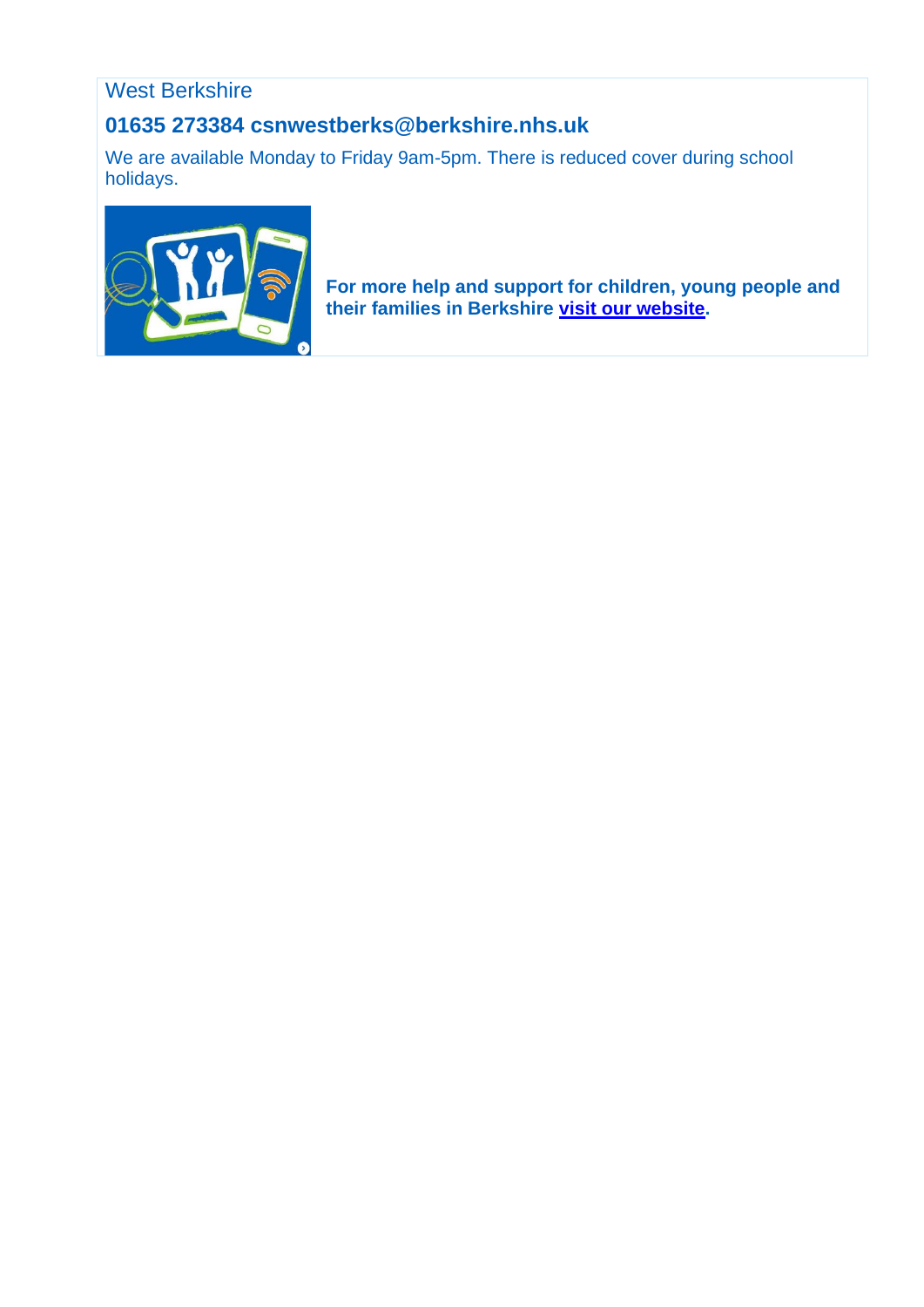West Berkshire

**01635 273384 csnwestberks@berkshire.nhs.uk**

We are available Monday to Friday 9am-5pm. There is reduced cover during school holidays.

**For more help and support for children, young people and their families in Berkshire visit our website.**